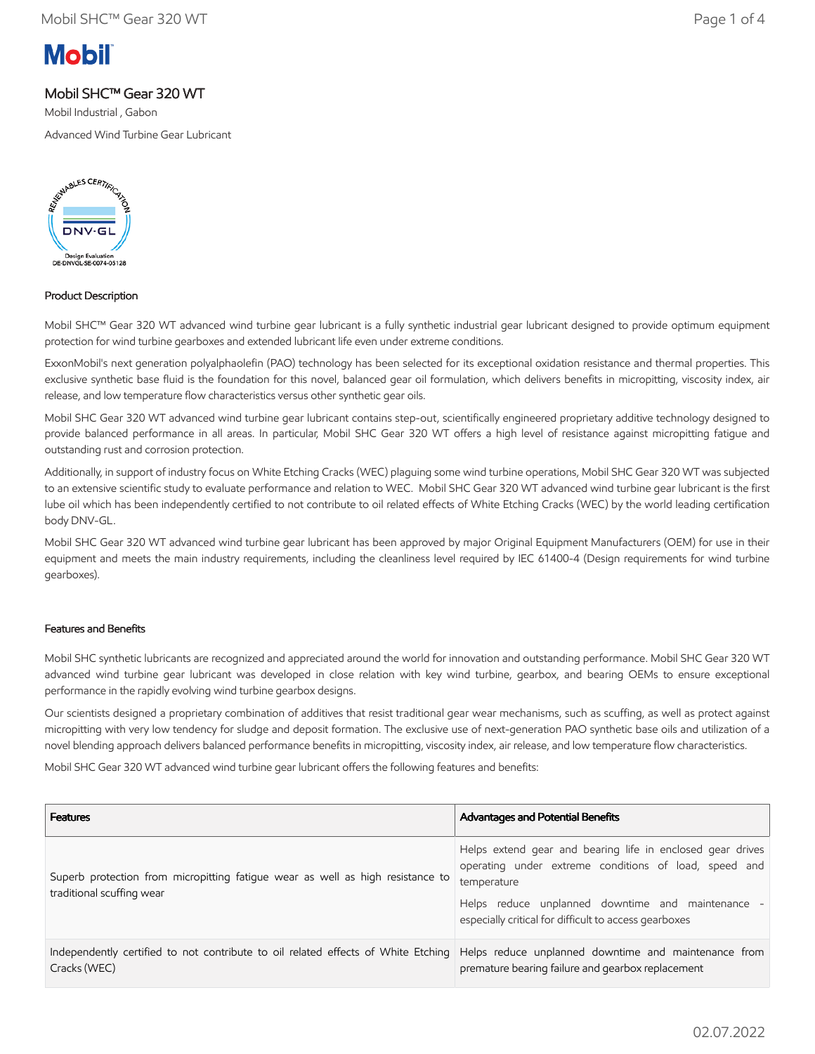# Mobil SHC™ Gear 320 WT

Mobil Industrial , Gabon

Advanced Wind Turbine Gear Lubricant

RENEWABLES CERTIFICATION
DNV·GL
Design Evaluation
DE-DNVGL-SE-0074-05128

## Product Description

Mobil SHC™ Gear 320 WT advanced wind turbine gear lubricant is a fully synthetic industrial gear lubricant designed to provide optimum equipment protection for wind turbine gearboxes and extended lubricant life even under extreme conditions.

ExxonMobil's next generation polyalphaolefin (PAO) technology has been selected for its exceptional oxidation resistance and thermal properties. This exclusive synthetic base fluid is the foundation for this novel, balanced gear oil formulation, which delivers benefits in micropitting, viscosity index, air release, and low temperature flow characteristics versus other synthetic gear oils.

Mobil SHC Gear 320 WT advanced wind turbine gear lubricant contains step-out, scientifically engineered proprietary additive technology designed to provide balanced performance in all areas. In particular, Mobil SHC Gear 320 WT offers a high level of resistance against micropitting fatigue and outstanding rust and corrosion protection.

Additionally, in support of industry focus on White Etching Cracks (WEC) plaguing some wind turbine operations, Mobil SHC Gear 320 WT was subjected to an extensive scientific study to evaluate performance and relation to WEC. Mobil SHC Gear 320 WT advanced wind turbine gear lubricant is the first lube oil which has been independently certified to not contribute to oil related effects of White Etching Cracks (WEC) by the world leading certification body DNV-GL.

Mobil SHC Gear 320 WT advanced wind turbine gear lubricant has been approved by major Original Equipment Manufacturers (OEM) for use in their equipment and meets the main industry requirements, including the cleanliness level required by IEC 61400-4 (Design requirements for wind turbine gearboxes).

## Features and Benefits

Mobil SHC synthetic lubricants are recognized and appreciated around the world for innovation and outstanding performance. Mobil SHC Gear 320 WT advanced wind turbine gear lubricant was developed in close relation with key wind turbine, gearbox, and bearing OEMs to ensure exceptional performance in the rapidly evolving wind turbine gearbox designs.

Our scientists designed a proprietary combination of additives that resist traditional gear wear mechanisms, such as scuffing, as well as protect against micropitting with very low tendency for sludge and deposit formation. The exclusive use of next-generation PAO synthetic base oils and utilization of a novel blending approach delivers balanced performance benefits in micropitting, viscosity index, air release, and low temperature flow characteristics.

Mobil SHC Gear 320 WT advanced wind turbine gear lubricant offers the following features and benefits:

| Features | Advantages and Potential Benefits |
|---|---|
| Superb protection from micropitting fatigue wear as well as high resistance to traditional scuffing wear | Helps extend gear and bearing life in enclosed gear drives operating under extreme conditions of load, speed and temperature<br><br>Helps reduce unplanned downtime and maintenance - especially critical for difficult to access gearboxes |
| Independently certified to not contribute to oil related effects of White Etching Cracks (WEC) | Helps reduce unplanned downtime and maintenance from premature bearing failure and gearbox replacement |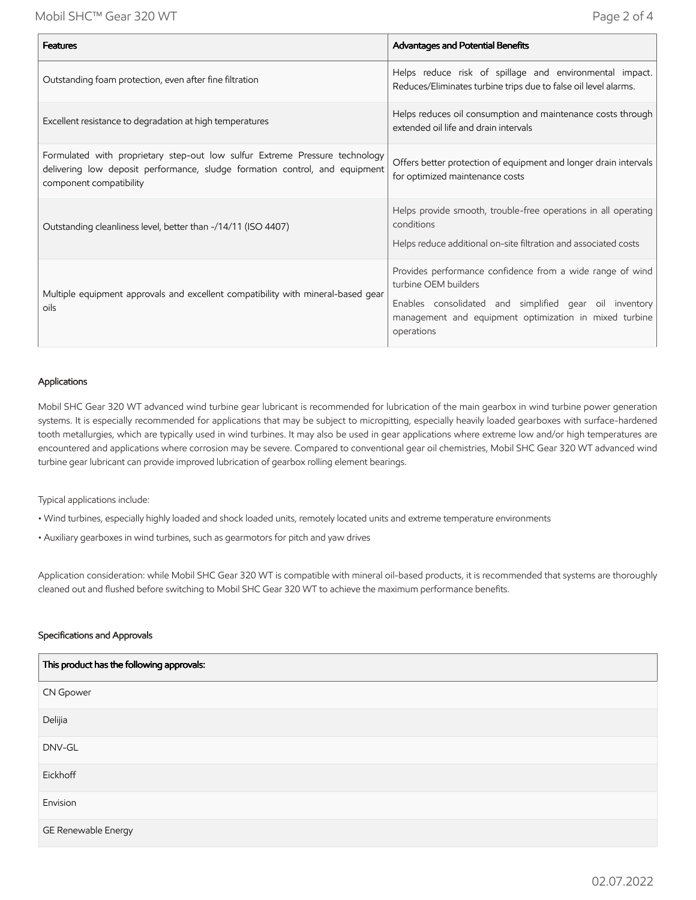| Features | Advantages and Potential Benefits |
|---|---|
| Outstanding foam protection, even after fine filtration | Helps reduce risk of spillage and environmental impact. Reduces/Eliminates turbine trips due to false oil level alarms. |
| Excellent resistance to degradation at high temperatures | Helps reduces oil consumption and maintenance costs through extended oil life and drain intervals |
| Formulated with proprietary step-out low sulfur Extreme Pressure technology delivering low deposit performance, sludge formation control, and equipment component compatibility | Offers better protection of equipment and longer drain intervals for optimized maintenance costs |
| Outstanding cleanliness level, better than -/14/11 (ISO 4407) | Helps provide smooth, trouble-free operations in all operating conditions<br>Helps reduce additional on-site filtration and associated costs |
| Multiple equipment approvals and excellent compatibility with mineral-based gear oils | Provides performance confidence from a wide range of wind turbine OEM builders<br>Enables consolidated and simplified gear oil inventory management and equipment optimization in mixed turbine operations |

### Applications

Mobil SHC Gear 320 WT advanced wind turbine gear lubricant is recommended for lubrication of the main gearbox in wind turbine power generation systems. It is especially recommended for applications that may be subject to micropitting, especially heavily loaded gearboxes with surface-hardened tooth metallurgies, which are typically used in wind turbines. It may also be used in gear applications where extreme low and/or high temperatures are encountered and applications where corrosion may be severe. Compared to conventional gear oil chemistries, Mobil SHC Gear 320 WT advanced wind turbine gear lubricant can provide improved lubrication of gearbox rolling element bearings.

Typical applications include:

- Wind turbines, especially highly loaded and shock loaded units, remotely located units and extreme temperature environments
- Auxiliary gearboxes in wind turbines, such as gearmotors for pitch and yaw drives

Application consideration: while Mobil SHC Gear 320 WT is compatible with mineral oil-based products, it is recommended that systems are thoroughly cleaned out and flushed before switching to Mobil SHC Gear 320 WT to achieve the maximum performance benefits.

### Specifications and Approvals

| This product has the following approvals: |
|---|
| CN Gpower |
| Delijia |
| DNV-GL |
| Eickhoff |
| Envision |
| GE Renewable Energy |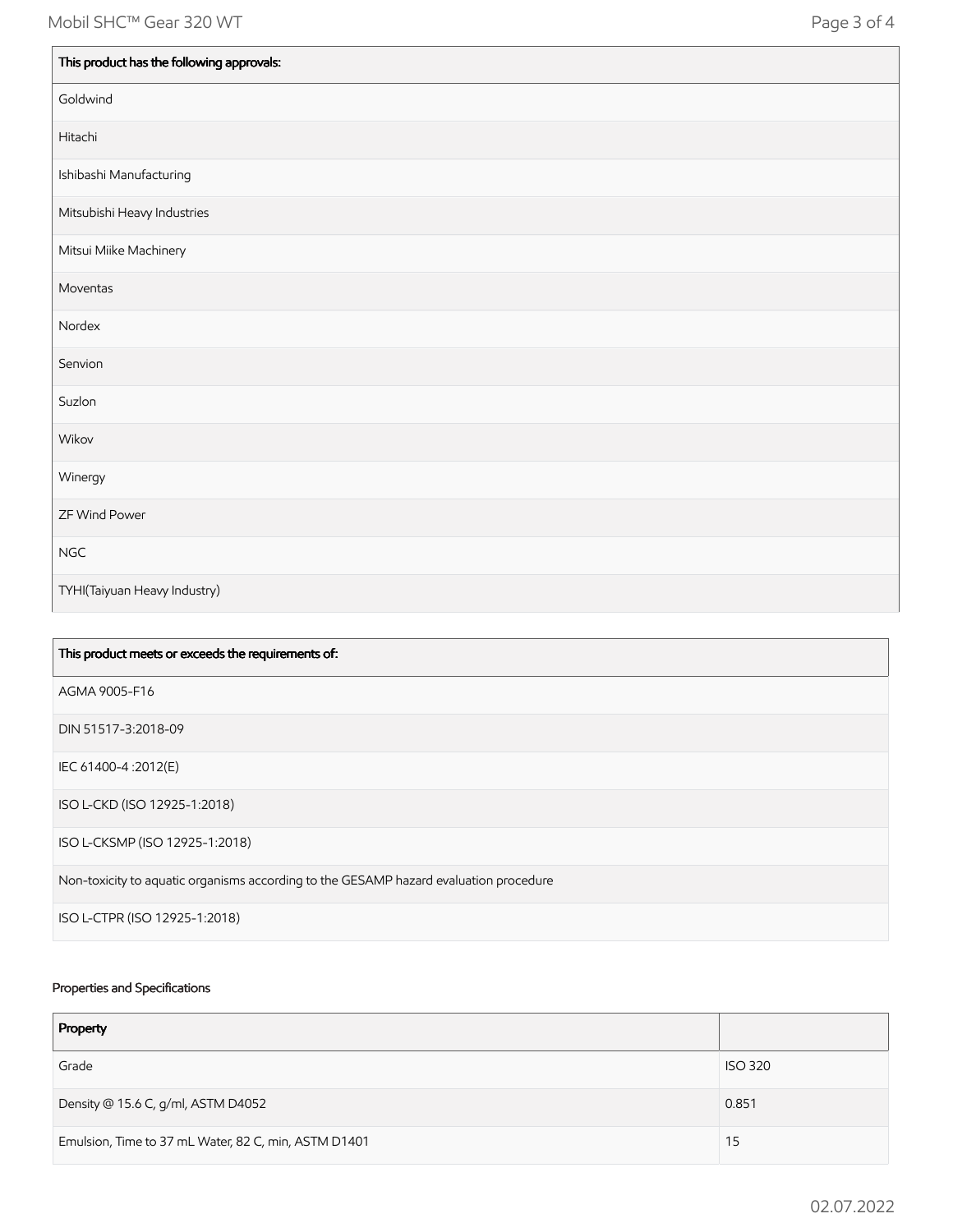| This product has the following approvals: |
|---|
| Goldwind |
| Hitachi |
| Ishibashi Manufacturing |
| Mitsubishi Heavy Industries |
| Mitsui Miike Machinery |
| Moventas |
| Nordex |
| Senvion |
| Suzlon |
| Wikov |
| Winergy |
| ZF Wind Power |
| NGC |
| TYHI(Taiyuan Heavy Industry) |

| This product meets or exceeds the requirements of: |
|---|
| AGMA 9005-F16 |
| DIN 51517-3:2018-09 |
| IEC 61400-4 :2012(E) |
| ISO L-CKD (ISO 12925-1:2018) |
| ISO L-CKSMP (ISO 12925-1:2018) |
| Non-toxicity to aquatic organisms according to the GESAMP hazard evaluation procedure |
| ISO L-CTPR (ISO 12925-1:2018) |

Properties and Specifications

| Property | |
|---|---|
| Grade | ISO 320 |
| Density @ 15.6 C, g/ml, ASTM D4052 | 0.851 |
| Emulsion, Time to 37 mL Water, 82 C, min, ASTM D1401 | 15 |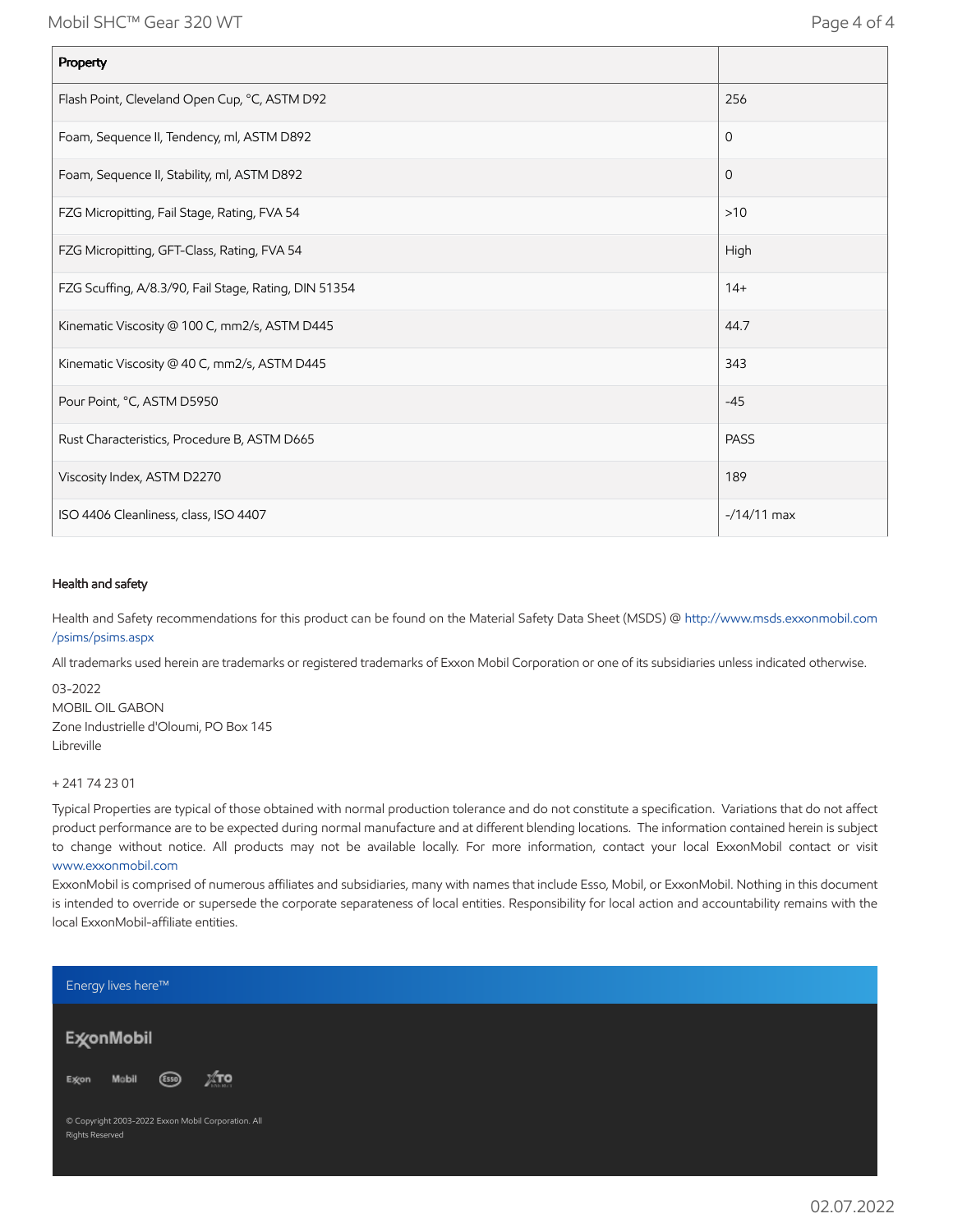| Property | |
|---|---|
| Flash Point, Cleveland Open Cup, °C, ASTM D92 | 256 |
| Foam, Sequence II, Tendency, ml, ASTM D892 | 0 |
| Foam, Sequence II, Stability, ml, ASTM D892 | 0 |
| FZG Micropitting, Fail Stage, Rating, FVA 54 | >10 |
| FZG Micropitting, GFT-Class, Rating, FVA 54 | High |
| FZG Scuffing, A/8.3/90, Fail Stage, Rating, DIN 51354 | 14+ |
| Kinematic Viscosity @ 100 C, mm2/s, ASTM D445 | 44.7 |
| Kinematic Viscosity @ 40 C, mm2/s, ASTM D445 | 343 |
| Pour Point, °C, ASTM D5950 | -45 |
| Rust Characteristics, Procedure B, ASTM D665 | PASS |
| Viscosity Index, ASTM D2270 | 189 |
| ISO 4406 Cleanliness, class, ISO 4407 | -/14/11 max |

#### Health and safety

Health and Safety recommendations for this product can be found on the Material Safety Data Sheet (MSDS) @ http://www.msds.exxonmobil.com/psims/psims.aspx

All trademarks used herein are trademarks or registered trademarks of Exxon Mobil Corporation or one of its subsidiaries unless indicated otherwise.

03-2022
MOBIL OIL GABON
Zone Industrielle d'Oloumi, PO Box 145
Libreville

+ 241 74 23 01

Typical Properties are typical of those obtained with normal production tolerance and do not constitute a specification. Variations that do not affect product performance are to be expected during normal manufacture and at different blending locations. The information contained herein is subject to change without notice. All products may not be available locally. For more information, contact your local ExxonMobil contact or visit www.exxonmobil.com

ExxonMobil is comprised of numerous affiliates and subsidiaries, many with names that include Esso, Mobil, or ExxonMobil. Nothing in this document is intended to override or supersede the corporate separateness of local entities. Responsibility for local action and accountability remains with the local ExxonMobil-affiliate entities.

Energy lives here™

ExxonMobil

Exxon Mobil Esso XTO

© Copyright 2003-2022 Exxon Mobil Corporation. All Rights Reserved